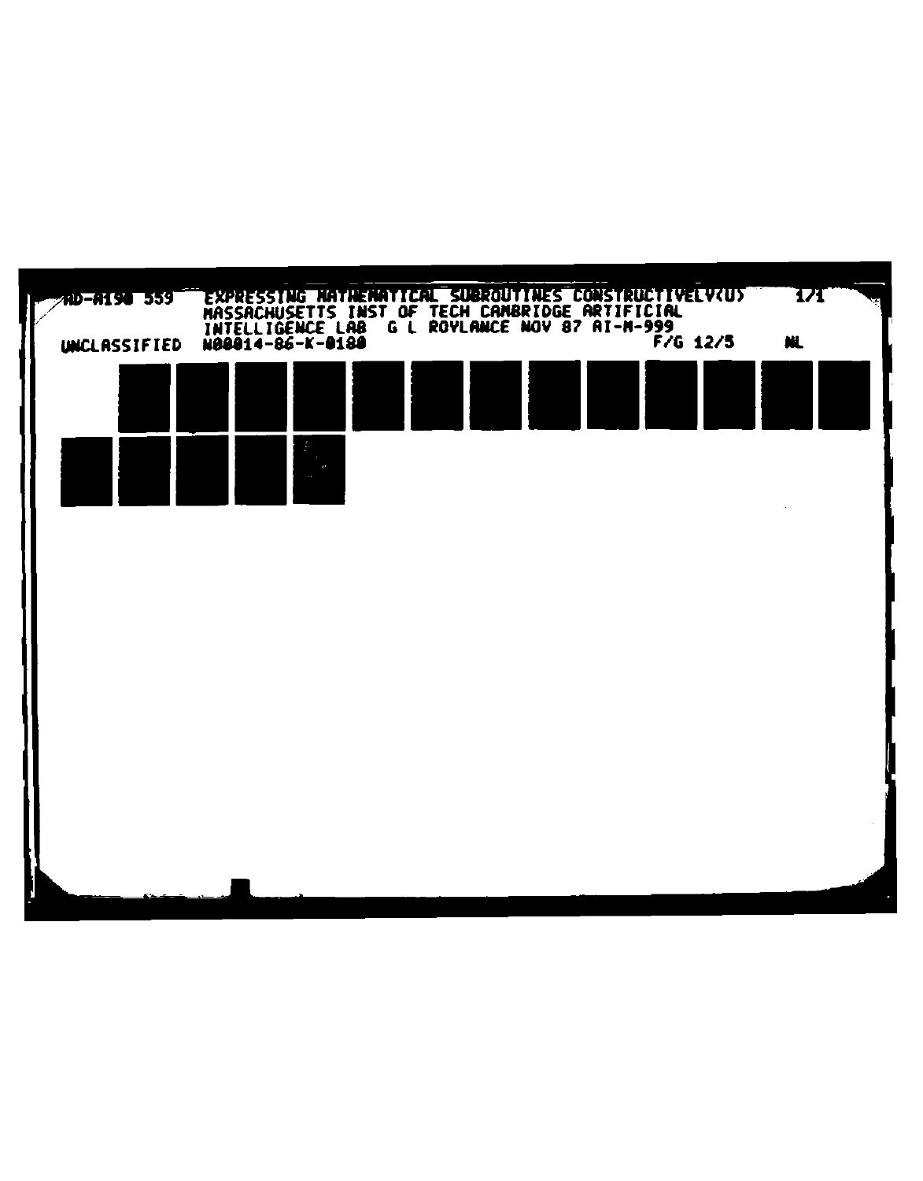AD-A190 559 EXPRESSING MATHEMATICAL SUBROUTINES CONSTRUCTIVELY(U) MASSACHUSETTS INST OF TECH CAMBRIDGE ARTIFICIAL INTELLIGENCE LAB G L ROYLANCE NOV 87 AI-M-999

1/1

UNCLASSIFIED N00014-86-K-0180 F/G 12/5 NL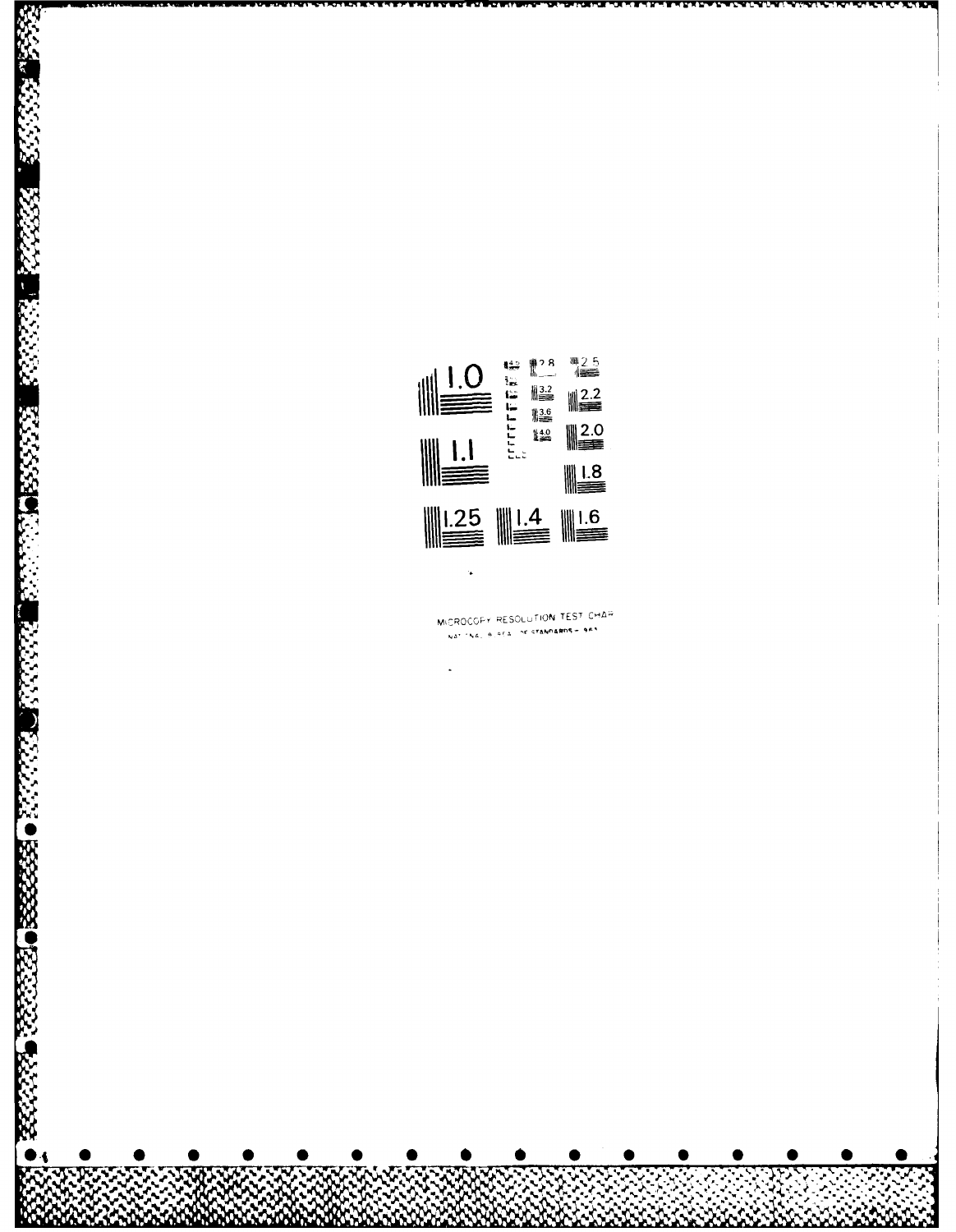MICROCOPY RESOLUTION TEST CHART

NATIONAL BUREAU OF STANDARDS-1963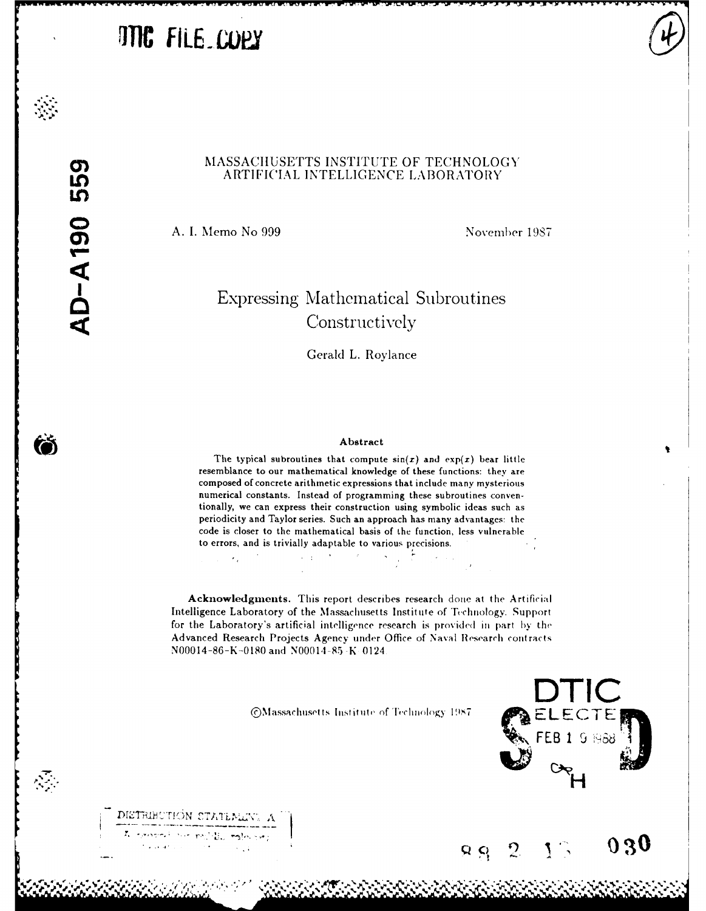DTIC FILE COPY

AD-A190 559

MASSACHUSETTS INSTITUTE OF TECHNOLOGY
ARTIFICIAL INTELLIGENCE LABORATORY

A. I. Memo No 999

November 1987

# Expressing Mathematical Subroutines Constructively

Gerald L. Roylance

**Abstract**

The typical subroutines that compute $\sin(x)$ and $\exp(x)$ bear little resemblance to our mathematical knowledge of these functions: they are composed of concrete arithmetic expressions that include many mysterious numerical constants. Instead of programming these subroutines conventionally, we can express their construction using symbolic ideas such as periodicity and Taylor series. Such an approach has many advantages: the code is closer to the mathematical basis of the function, less vulnerable to errors, and is trivially adaptable to various precisions.

**Acknowledgments.** This report describes research done at the Artificial Intelligence Laboratory of the Massachusetts Institute of Technology. Support for the Laboratory's artificial intelligence research is provided in part by the Advanced Research Projects Agency under Office of Naval Research contracts N00014-86-K-0180 and N00014-85-K-0124.

©Massachusetts Institute of Technology 1987

DTIC ELECTE FEB 1 9 1988

DISTRIBUTION STATEMENT A

88 2 1 030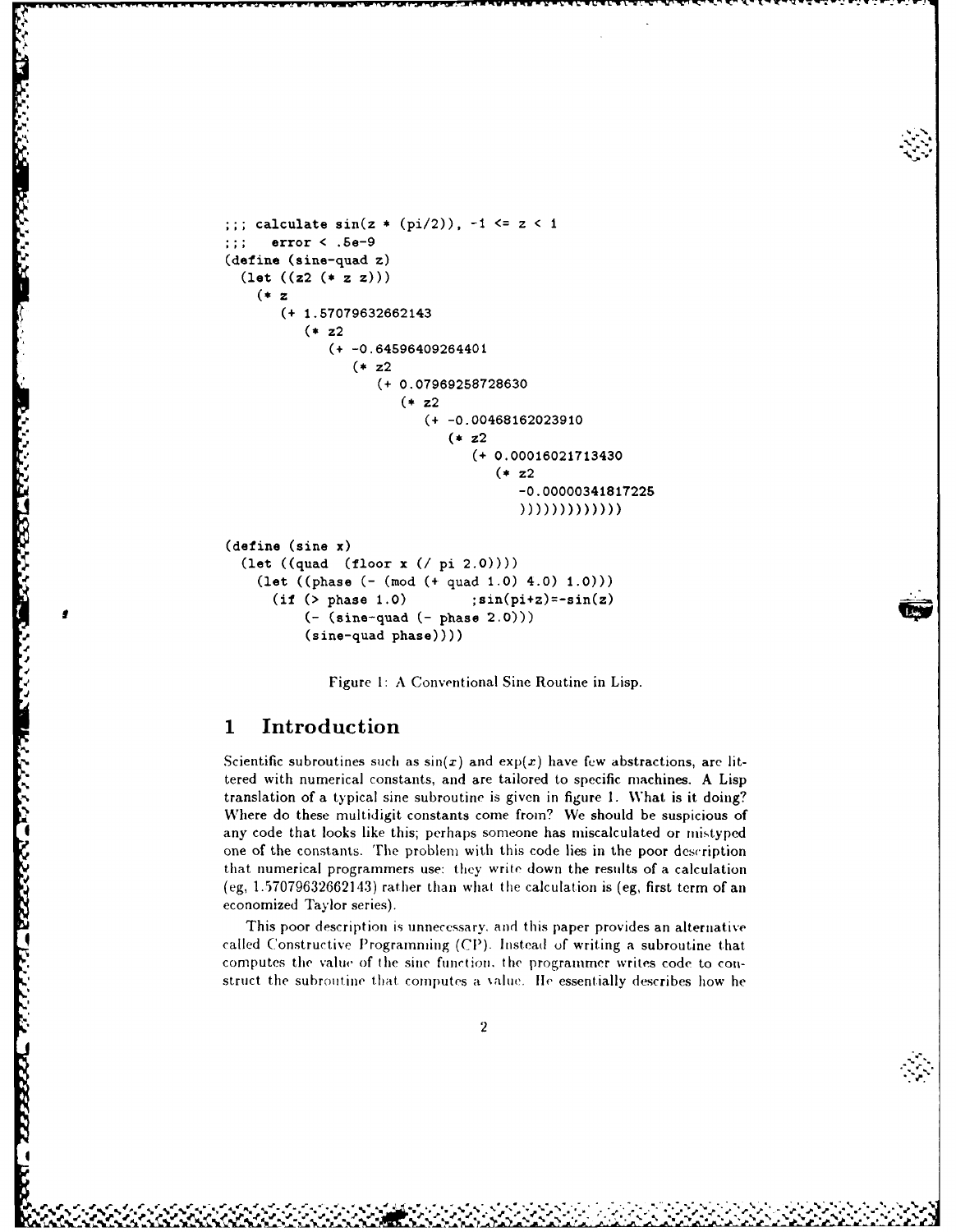```
;;; calculate sin(z * (pi/2)), -1 <= z < 1
;;;   error < .5e-9
(define (sine-quad z)
  (let ((z2 (* z z)))
    (* z
       (+ 1.57079632662143
          (* z2
             (+ -0.64596409264401
                (* z2
                   (+ 0.07969258728630
                      (* z2
                         (+ -0.00468162023910
                            (* z2
                               (+ 0.00016021713430
                                  (* z2
                                     -0.00000341817225
                                     ))))))))))))

(define (sine x)
  (let ((quad  (floor x (/ pi 2.0))))
    (let ((phase (- (mod (+ quad 1.0) 4.0) 1.0)))
      (if (> phase 1.0)        ;sin(pi+z)=-sin(z)
          (- (sine-quad (- phase 2.0)))
          (sine-quad phase)))))
```

Figure 1: A Conventional Sine Routine in Lisp.

# 1 Introduction

Scientific subroutines such as $\sin(x)$ and $\exp(x)$ have few abstractions, are littered with numerical constants, and are tailored to specific machines. A Lisp translation of a typical sine subroutine is given in figure 1. What is it doing? Where do these multidigit constants come from? We should be suspicious of any code that looks like this; perhaps someone has miscalculated or mistyped one of the constants. The problem with this code lies in the poor description that numerical programmers use: they write down the results of a calculation (eg, 1.57079632662143) rather than what the calculation is (eg, first term of an economized Taylor series).

This poor description is unnecessary, and this paper provides an alternative called Constructive Programming (CP). Instead of writing a subroutine that computes the value of the sine function, the programmer writes code to construct the subroutine that computes a value. He essentially describes how he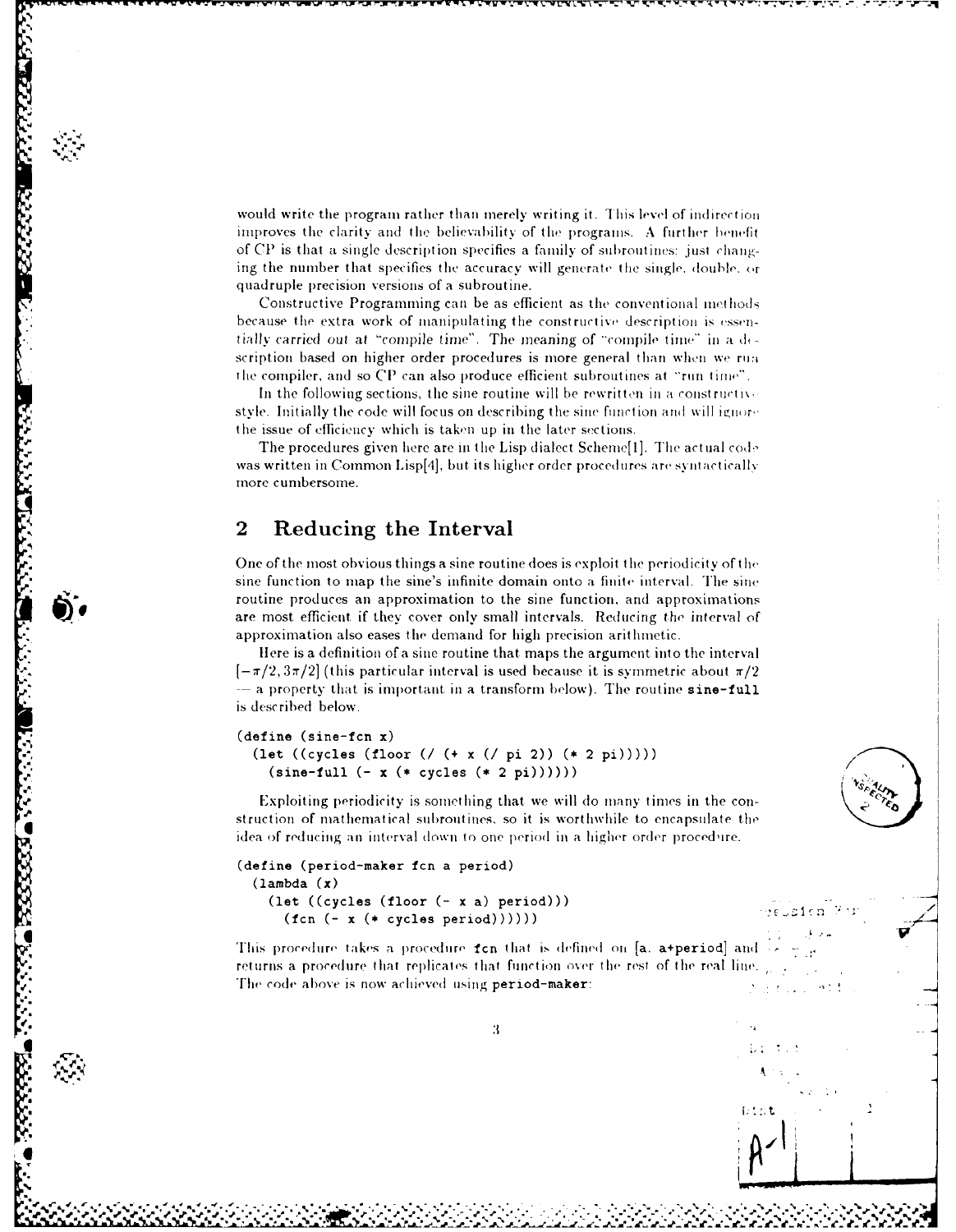would write the program rather than merely writing it. This level of indirection improves the clarity and the believability of the programs. A further benefit of CP is that a single description specifies a family of subroutines: just changing the number that specifies the accuracy will generate the single, double, or quadruple precision versions of a subroutine.

Constructive Programming can be as efficient as the conventional methods because the extra work of manipulating the constructive description is *essentially carried out at "compile time"*. The meaning of "compile time" in a description based on higher order procedures is more general than when we run the compiler, and so CP can also produce efficient subroutines at "run time".

In the following sections, the sine routine will be rewritten in a constructive style. Initially the code will focus on describing the sine function and will ignore the issue of efficiency which is taken up in the later sections.

The procedures given here are in the Lisp dialect Scheme[1]. The actual code was written in Common Lisp[4], but its higher order procedures are syntactically more cumbersome.

## 2 Reducing the Interval

One of the most obvious things a sine routine does is exploit the periodicity of the sine function to map the sine's infinite domain onto a finite interval. The sine routine produces an approximation to the sine function, and approximations are most efficient if they cover only small intervals. Reducing the interval of approximation also eases the demand for high precision arithmetic.

Here is a definition of a sine routine that maps the argument into the interval $[-\pi/2, 3\pi/2]$ (this particular interval is used because it is symmetric about $\pi/2$ — a property that is important in a transform below). The routine **sine-full** is described below.

```
(define (sine-fcn x)
  (let ((cycles (floor (/ (+ x (/ pi 2)) (* 2 pi)))))
    (sine-full (- x (* cycles (* 2 pi))))))
```

Exploiting periodicity is something that we will do many times in the construction of mathematical subroutines, so it is worthwhile to encapsulate the idea of reducing an interval down to one period in a higher order procedure.

```
(define (period-maker fcn a period)
  (lambda (x)
    (let ((cycles (floor (- x a) period)))
      (fcn (- x (* cycles period))))))
```

This procedure takes a procedure **fcn** that is defined on [a, a+period] and returns a procedure that replicates that function over the rest of the real line. The code above is now achieved using **period-maker**: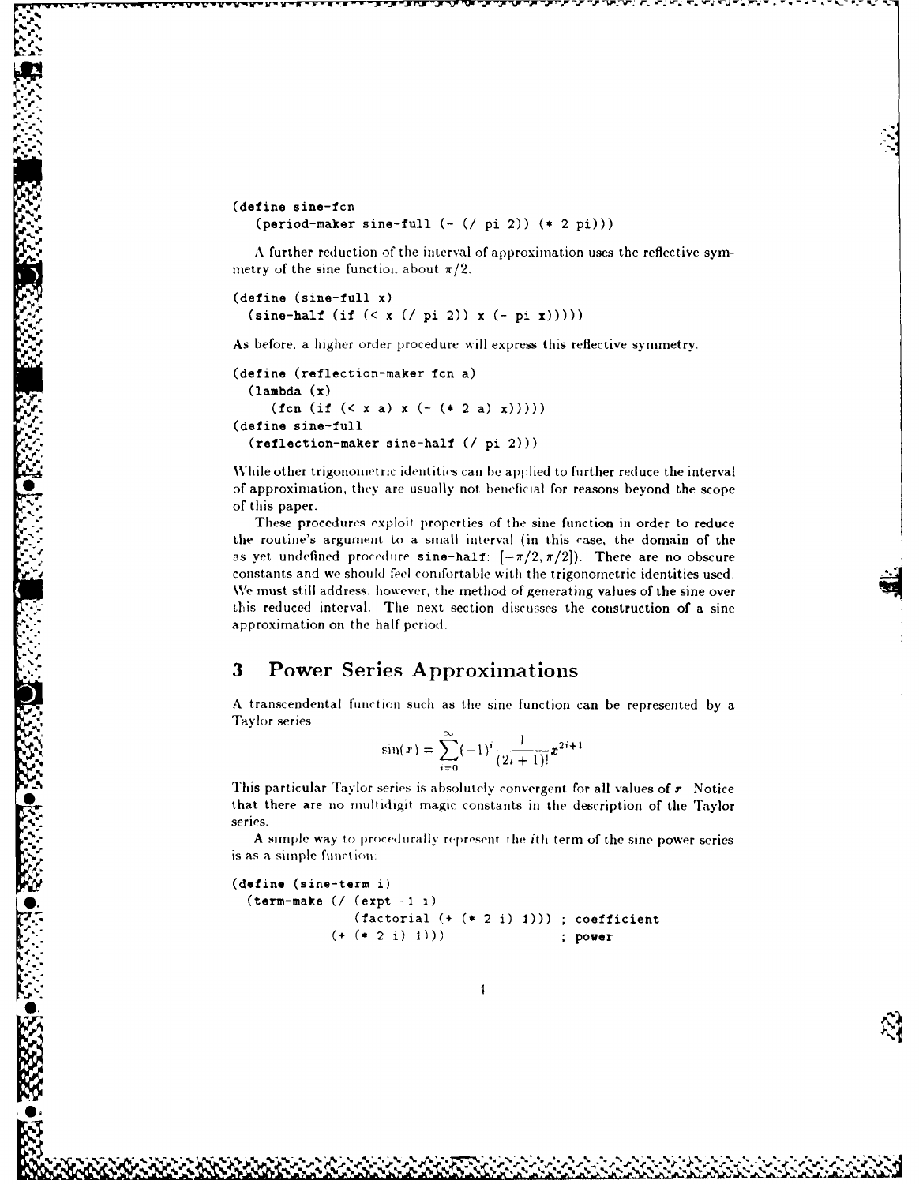```
(define sine-fcn
   (period-maker sine-full (- (/ pi 2)) (* 2 pi)))
```

A further reduction of the interval of approximation uses the reflective symmetry of the sine function about $\pi/2$.

```
(define (sine-full x)
  (sine-half (if (< x (/ pi 2)) x (- pi x))))
```

As before, a higher order procedure will express this reflective symmetry.

```
(define (reflection-maker fcn a)
  (lambda (x)
     (fcn (if (< x a) x (- (* 2 a) x)))))
(define sine-full
  (reflection-maker sine-half (/ pi 2)))
```

While other trigonometric identities can be applied to further reduce the interval of approximation, they are usually not beneficial for reasons beyond the scope of this paper.

These procedures exploit properties of the sine function in order to reduce the routine's argument to a small interval (in this case, the domain of the as yet undefined procedure **sine-half**: $[-\pi/2, \pi/2]$). There are no obscure constants and we should feel comfortable with the trigonometric identities used. We must still address, however, the method of generating values of the sine over this reduced interval. The next section discusses the construction of a sine approximation on the half period.

## 3 Power Series Approximations

A transcendental function such as the sine function can be represented by a Taylor series:

$$\sin(x) = \sum_{i=0}^{\infty} (-1)^i \frac{1}{(2i+1)!} x^{2i+1}$$

This particular Taylor series is absolutely convergent for all values of $x$. Notice that there are no multidigit magic constants in the description of the Taylor series.

A simple way to procedurally represent the $i$th term of the sine power series is as a simple function:

```
(define (sine-term i)
  (term-make (/ (expt -1 i)
                (factorial (+ (* 2 i) 1))) ; coefficient
             (+ (* 2 i) 1)))               ; power
```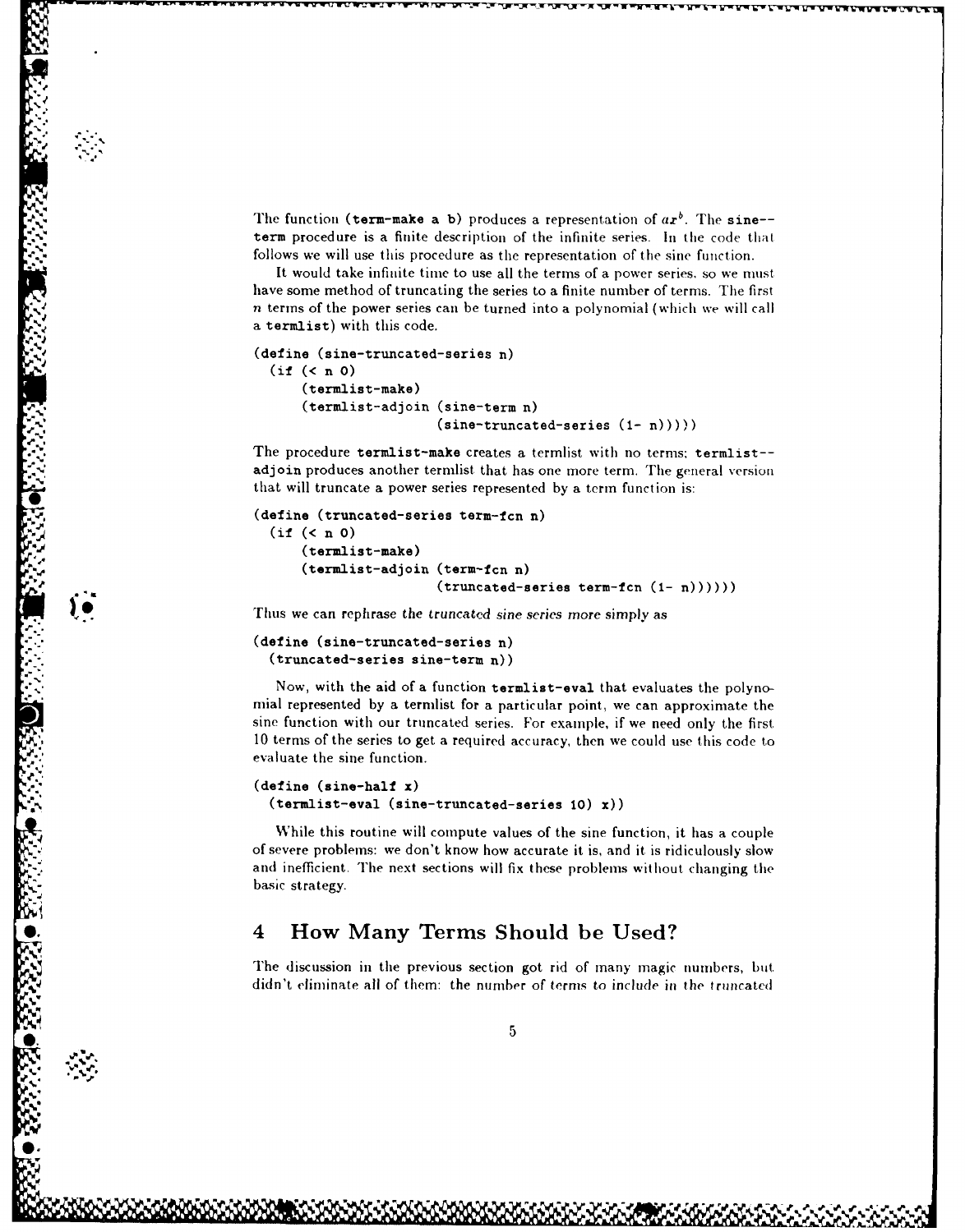The function **(term-make a b)** produces a representation of $ax^b$. The **sine-term** procedure is a finite description of the infinite series. In the code that follows we will use this procedure as the representation of the sine function.

It would take infinite time to use all the terms of a power series, so we must have some method of truncating the series to a finite number of terms. The first $n$ terms of the power series can be turned into a polynomial (which we will call a **termlist**) with this code.

```
(define (sine-truncated-series n)
  (if (< n 0)
      (termlist-make)
      (termlist-adjoin (sine-term n)
                       (sine-truncated-series (1- n)))))
```

The procedure **termlist-make** creates a termlist with no terms; **termlist-adjoin** produces another termlist that has one more term. The general version that will truncate a power series represented by a term function is:

```
(define (truncated-series term-fcn n)
  (if (< n 0)
      (termlist-make)
      (termlist-adjoin (term-fcn n)
                       (truncated-series term-fcn (1- n)))))
```

Thus we can rephrase the *truncated sine series* more simply as

```
(define (sine-truncated-series n)
  (truncated-series sine-term n))
```

Now, with the aid of a function **termlist-eval** that evaluates the polynomial represented by a termlist for a particular point, we can approximate the sine function with our truncated series. For example, if we need only the first 10 terms of the series to get a required accuracy, then we could use this code to evaluate the sine function.

```
(define (sine-half x)
  (termlist-eval (sine-truncated-series 10) x))
```

While this routine will compute values of the sine function, it has a couple of severe problems: we don't know how accurate it is, and it is ridiculously slow and inefficient. The next sections will fix these problems without changing the basic strategy.

## 4 How Many Terms Should be Used?

The discussion in the previous section got rid of many magic numbers, but didn't eliminate all of them: the number of terms to include in the truncated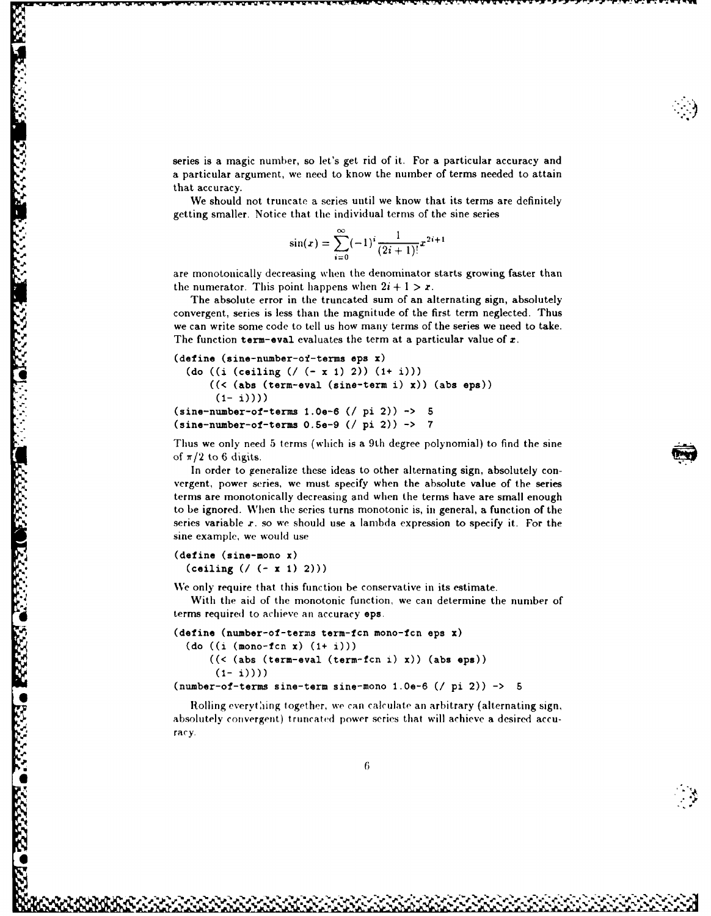series is a magic number, so let's get rid of it. For a particular accuracy and a particular argument, we need to know the number of terms needed to attain that accuracy.

We should not truncate a series until we know that its terms are definitely getting smaller. Notice that the individual terms of the sine series

$$\sin(x) = \sum_{i=0}^{\infty} (-1)^i \frac{1}{(2i+1)!} x^{2i+1}$$

are monotonically decreasing when the denominator starts growing faster than the numerator. This point happens when $2i + 1 > x$.

The absolute error in the truncated sum of an alternating sign, absolutely convergent, series is less than the magnitude of the first term neglected. Thus we can write some code to tell us how many terms of the series we need to take. The function **term-eval** evaluates the term at a particular value of $x$.

```
(define (sine-number-of-terms eps x)
  (do ((i (ceiling (/ (- x 1) 2)) (1+ i)))
      ((< (abs (term-eval (sine-term i) x)) (abs eps))
       (1- i))))
(sine-number-of-terms 1.0e-6 (/ pi 2)) ->  5
(sine-number-of-terms 0.5e-9 (/ pi 2)) ->  7
```

Thus we only need 5 terms (which is a 9th degree polynomial) to find the sine of $\pi/2$ to 6 digits.

In order to generalize these ideas to other alternating sign, absolutely convergent, power series, we must specify when the absolute value of the series terms are monotonically decreasing and when the terms have are small enough to be ignored. When the series turns monotonic is, in general, a function of the series variable $x$, so we should use a lambda expression to specify it. For the sine example, we would use

```
(define (sine-mono x)
  (ceiling (/ (- x 1) 2)))
```

We only require that this function be conservative in its estimate.

With the aid of the monotonic function, we can determine the number of terms required to achieve an accuracy **eps**.

```
(define (number-of-terms term-fcn mono-fcn eps x)
  (do ((i (mono-fcn x) (1+ i)))
      ((< (abs (term-eval (term-fcn i) x)) (abs eps))
       (1- i))))
(number-of-terms sine-term sine-mono 1.0e-6 (/ pi 2)) ->  5
```

Rolling everything together, we can calculate an arbitrary (alternating sign, absolutely convergent) truncated power series that will achieve a desired accuracy.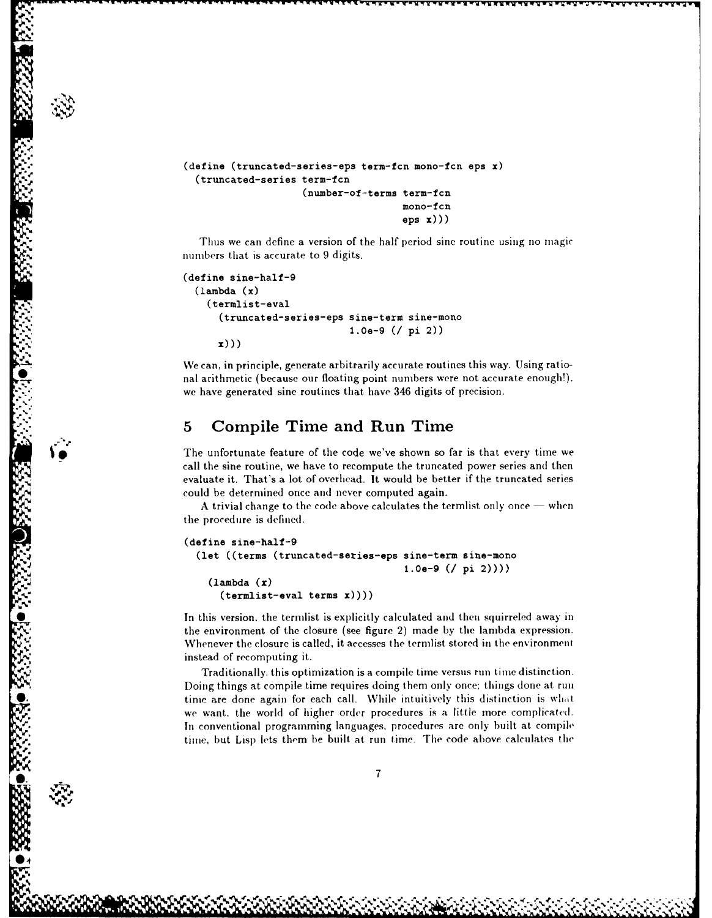```
(define (truncated-series-eps term-fcn mono-fcn eps x)
  (truncated-series term-fcn
                    (number-of-terms term-fcn
                                     mono-fcn
                                     eps x)))
```

Thus we can define a version of the half period sine routine using no magic numbers that is accurate to 9 digits.

```
(define sine-half-9
  (lambda (x)
    (termlist-eval
      (truncated-series-eps sine-term sine-mono
                            1.0e-9 (/ pi 2))
     x)))
```

We can, in principle, generate arbitrarily accurate routines this way. Using rational arithmetic (because our floating point numbers were not accurate enough!), we have generated sine routines that have 346 digits of precision.

## 5 Compile Time and Run Time

The unfortunate feature of the code we've shown so far is that every time we call the sine routine, we have to recompute the truncated power series and then evaluate it. That's a lot of overhead. It would be better if the truncated series could be determined once and never computed again.

A trivial change to the code above calculates the termlist only once — when the procedure is defined.

```
(define sine-half-9
  (let ((terms (truncated-series-eps sine-term sine-mono
                                     1.0e-9 (/ pi 2))))
    (lambda (x)
      (termlist-eval terms x))))
```

In this version, the termlist is explicitly calculated and then squirreled away in the environment of the closure (see figure 2) made by the lambda expression. Whenever the closure is called, it accesses the termlist stored in the environment instead of recomputing it.

Traditionally, this optimization is a compile time versus run time distinction. Doing things at compile time requires doing them only once; things done at run time are done again for each call. While intuitively this distinction is what we want, the world of higher order procedures is a little more complicated. In conventional programming languages, procedures are only built at compile time, but Lisp lets them be built at run time. The code above calculates the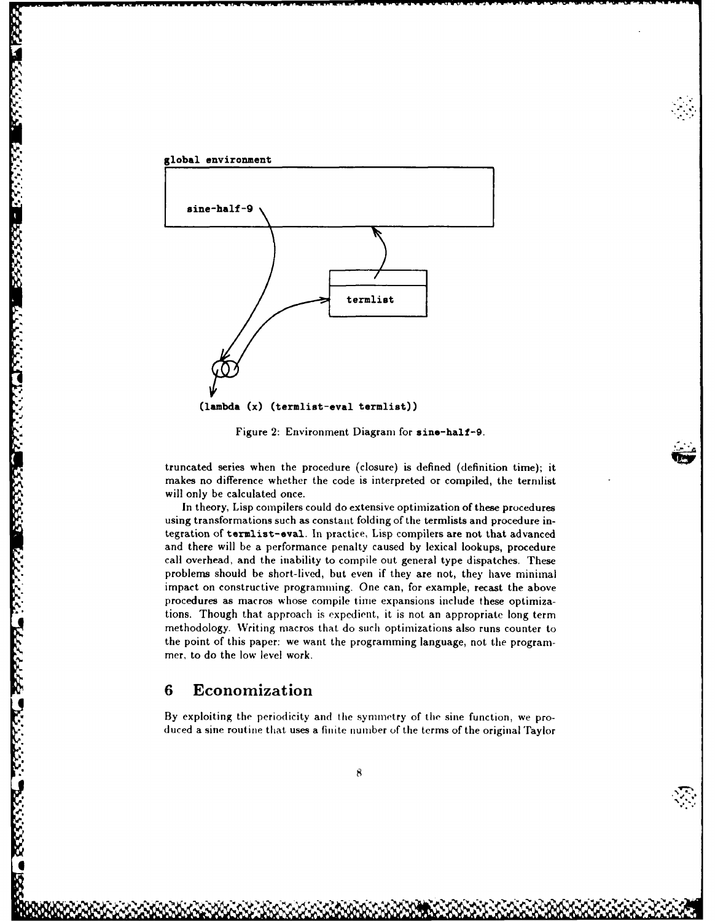global environment

sine-half-9

termlist

(lambda (x) (termlist-eval termlist))

Figure 2: Environment Diagram for **sine-half-9**.

truncated series when the procedure (closure) is defined (definition time); it makes no difference whether the code is interpreted or compiled, the termlist will only be calculated once.

In theory, Lisp compilers could do extensive optimization of these procedures using transformations such as constant folding of the termlists and procedure integration of **termlist-eval**. In practice, Lisp compilers are not that advanced and there will be a performance penalty caused by lexical lookups, procedure call overhead, and the inability to compile out general type dispatches. These problems should be short-lived, but even if they are not, they have minimal impact on constructive programming. One can, for example, recast the above procedures as macros whose compile time expansions include these optimizations. Though that approach is expedient, it is not an appropriate long term methodology. Writing macros that do such optimizations also runs counter to the point of this paper: we want the programming language, not the programmer, to do the low level work.

## 6 Economization

By exploiting the periodicity and the symmetry of the sine function, we produced a sine routine that uses a finite number of the terms of the original Taylor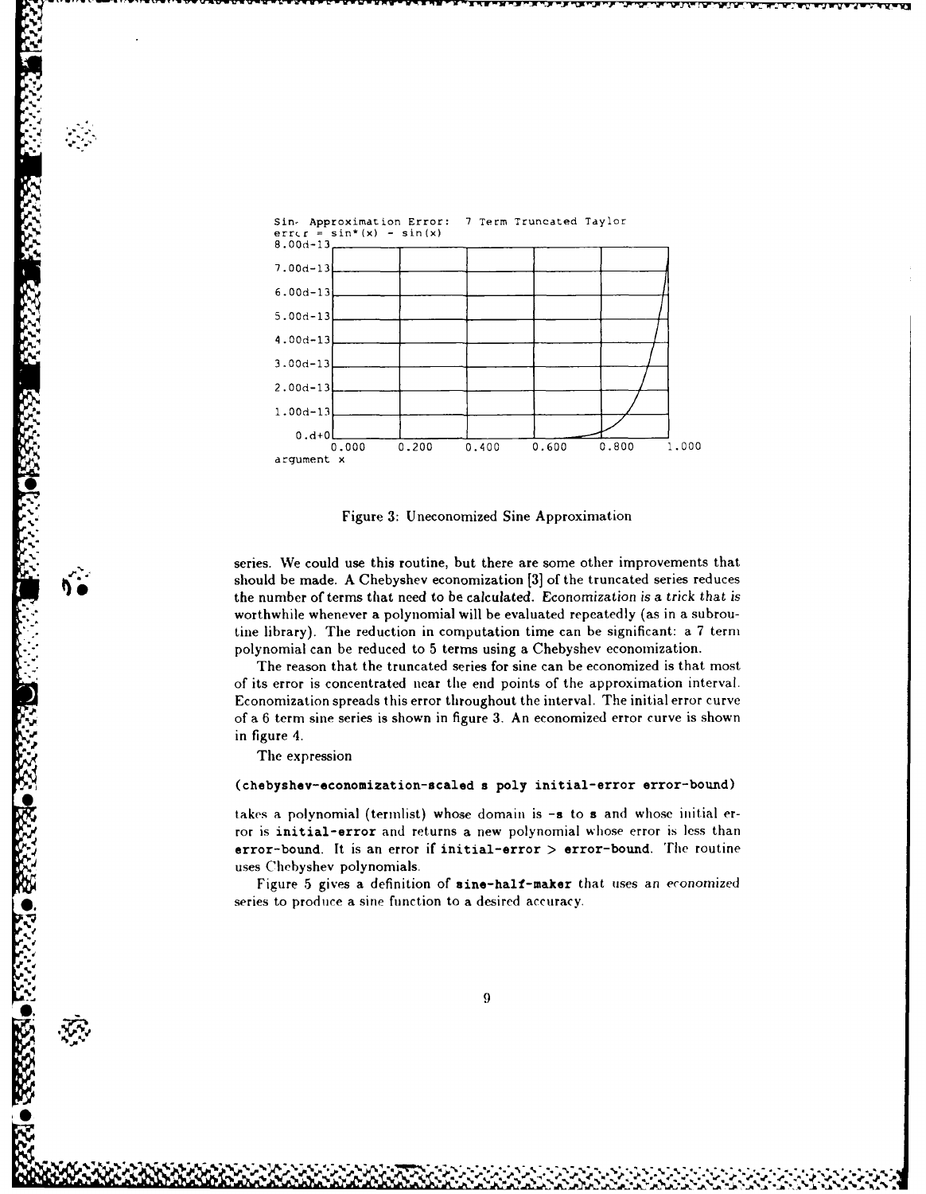Sine Approximation Error: 7 Term Truncated Taylor
error = sin*(x) - sin(x)

Figure 3: Uneconomized Sine Approximation

series. We could use this routine, but there are some other improvements that should be made. A Chebyshev economization [3] of the truncated series reduces the number of terms that need to be calculated. *Economization is a trick that is* worthwhile whenever a polynomial will be evaluated repeatedly (as in a subroutine library). The reduction in computation time can be significant: a 7 term polynomial can be reduced to 5 terms using a Chebyshev economization.

The reason that the truncated series for sine can be economized is that most of its error is concentrated near the end points of the approximation interval. Economization spreads this error throughout the interval. The initial error curve of a 6 term sine series is shown in figure 3. An economized error curve is shown in figure 4.

The expression

```
(chebyshev-economization-scaled s poly initial-error error-bound)
```

takes a polynomial (termlist) whose domain is **-s** to **s** and whose initial error is **initial-error** and returns a new polynomial whose error is less than **error-bound**. It is an error if **initial-error** > **error-bound**. The routine uses Chebyshev polynomials.

Figure 5 gives a definition of **sine-half-maker** that uses an economized series to produce a sine function to a desired accuracy.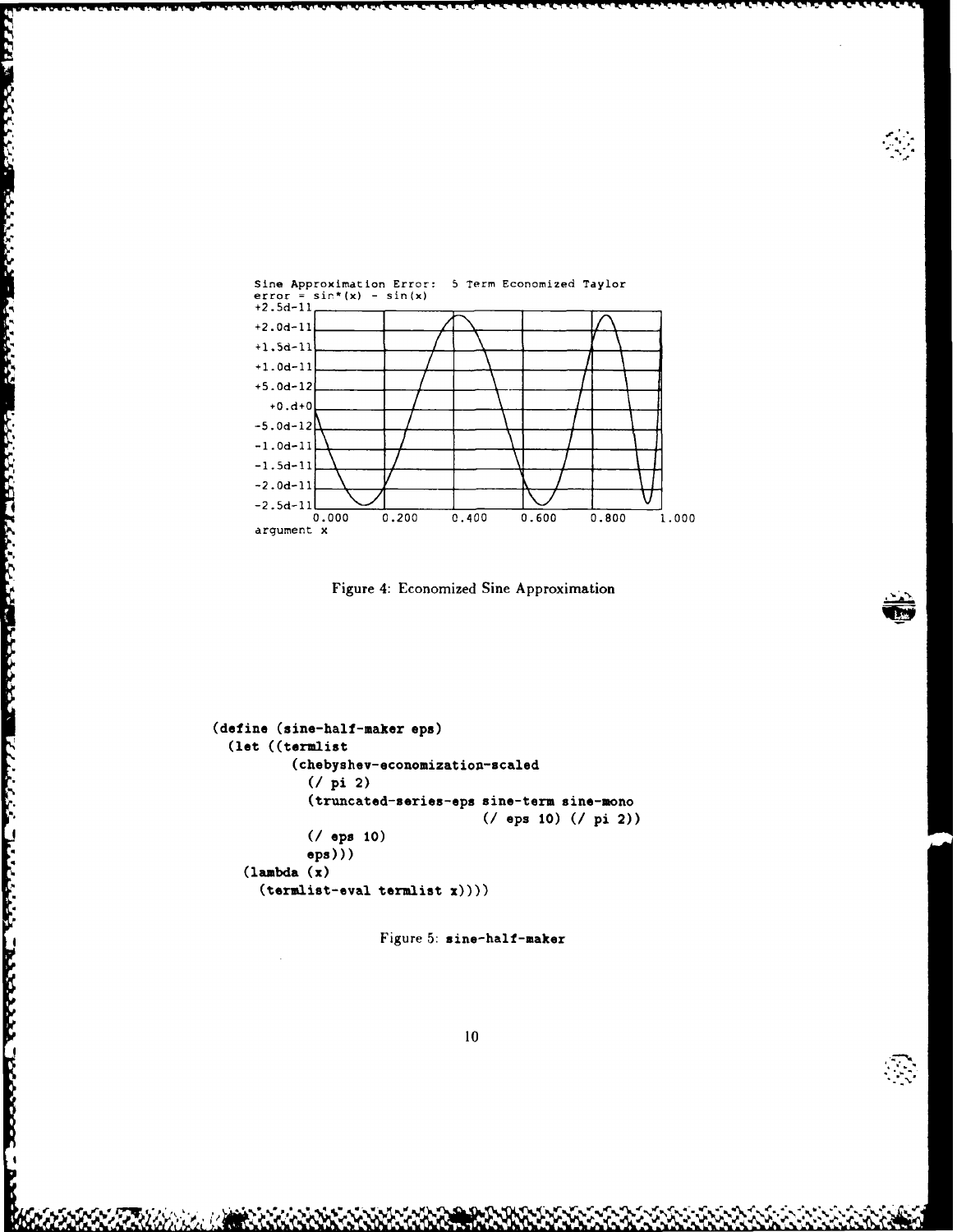Sine Approximation Error: 5 Term Economized Taylor
error = sin*(x) - sin(x)

Figure 4: Economized Sine Approximation

```
(define (sine-half-maker eps)
  (let ((termlist
         (chebyshev-economization-scaled
           (/ pi 2)
           (truncated-series-eps sine-term sine-mono
                                 (/ eps 10) (/ pi 2))
           (/ eps 10)
           eps)))
    (lambda (x)
      (termlist-eval termlist x))))
```

Figure 5: `sine-half-maker`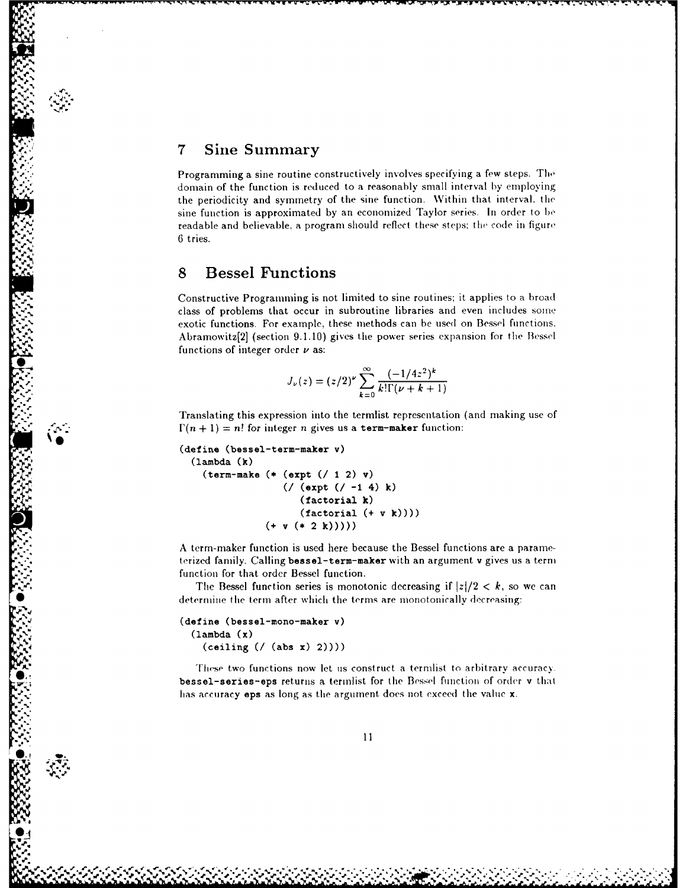## 7 Sine Summary

Programming a sine routine constructively involves specifying a few steps. The domain of the function is reduced to a reasonably small interval by employing the periodicity and symmetry of the sine function. Within that interval, the sine function is approximated by an economized Taylor series. In order to be readable and believable, a program should reflect these steps; the code in figure 6 tries.

## 8 Bessel Functions

Constructive Programming is not limited to sine routines; it applies to a broad class of problems that occur in subroutine libraries and even includes some exotic functions. For example, these methods can be used on Bessel functions. Abramowitz[2] (section 9.1.10) gives the power series expansion for the Bessel functions of integer order $\nu$ as:

$$J_\nu(z) = (z/2)^\nu \sum_{k=0}^{\infty} \frac{(-1/4z^2)^k}{k!\Gamma(\nu + k + 1)}$$

Translating this expression into the termlist representation (and making use of $\Gamma(n+1) = n!$ for integer $n$ gives us a **term-maker** function:

```
(define (bessel-term-maker v)
  (lambda (k)
    (term-make (* (expt (/ 1 2) v)
                  (/ (expt (/ -1 4) k)
                     (factorial k)
                     (factorial (+ v k))))
               (+ v (* 2 k)))))
```

A term-maker function is used here because the Bessel functions are a parameterized family. Calling **bessel-term-maker** with an argument **v** gives us a term function for that order Bessel function.

The Bessel function series is monotonic decreasing if $|z|/2 < k$, so we can determine the term after which the terms are monotonically decreasing:

```
(define (bessel-mono-maker v)
  (lambda (x)
    (ceiling (/ (abs x) 2))))
```

These two functions now let us construct a termlist to arbitrary accuracy. **bessel-series-eps** returns a termlist for the Bessel function of order **v** that has accuracy **eps** as long as the argument does not exceed the value **x**.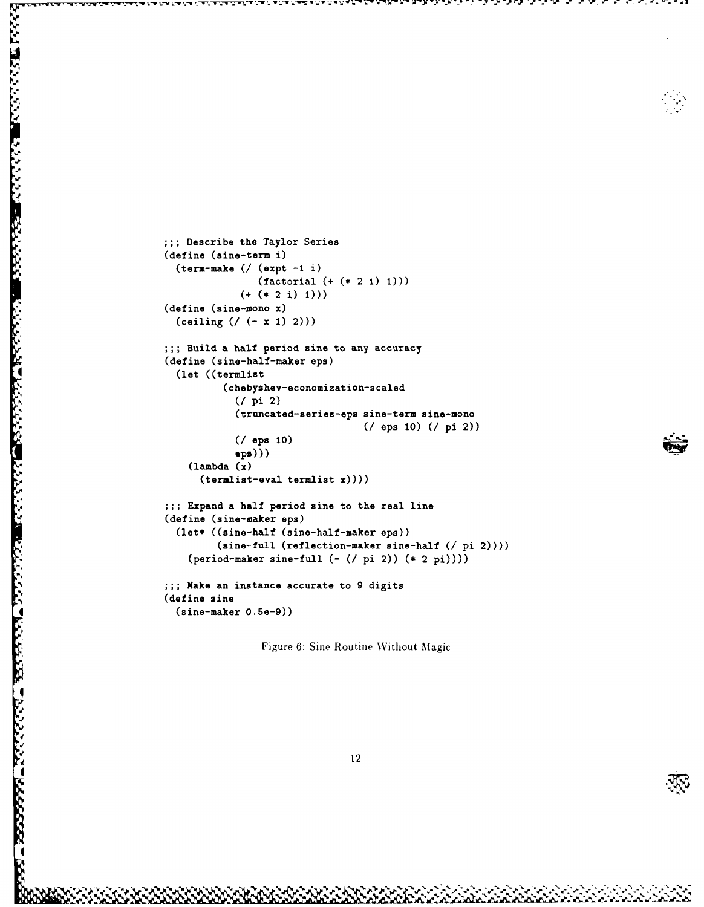```
;;; Describe the Taylor Series
(define (sine-term i)
  (term-make (/ (expt -1 i)
                (factorial (+ (* 2 i) 1)))
             (+ (* 2 i) 1)))
(define (sine-mono x)
  (ceiling (/ (- x 1) 2)))

;;; Build a half period sine to any accuracy
(define (sine-half-maker eps)
  (let ((termlist
          (chebyshev-economization-scaled
            (/ pi 2)
            (truncated-series-eps sine-term sine-mono
                                  (/ eps 10) (/ pi 2))
            (/ eps 10)
            eps)))
    (lambda (x)
      (termlist-eval termlist x))))

;;; Expand a half period sine to the real line
(define (sine-maker eps)
  (let* ((sine-half (sine-half-maker eps))
         (sine-full (reflection-maker sine-half (/ pi 2))))
    (period-maker sine-full (- (/ pi 2)) (* 2 pi))))

;;; Make an instance accurate to 9 digits
(define sine
  (sine-maker 0.5e-9))
```

Figure 6: Sine Routine Without Magic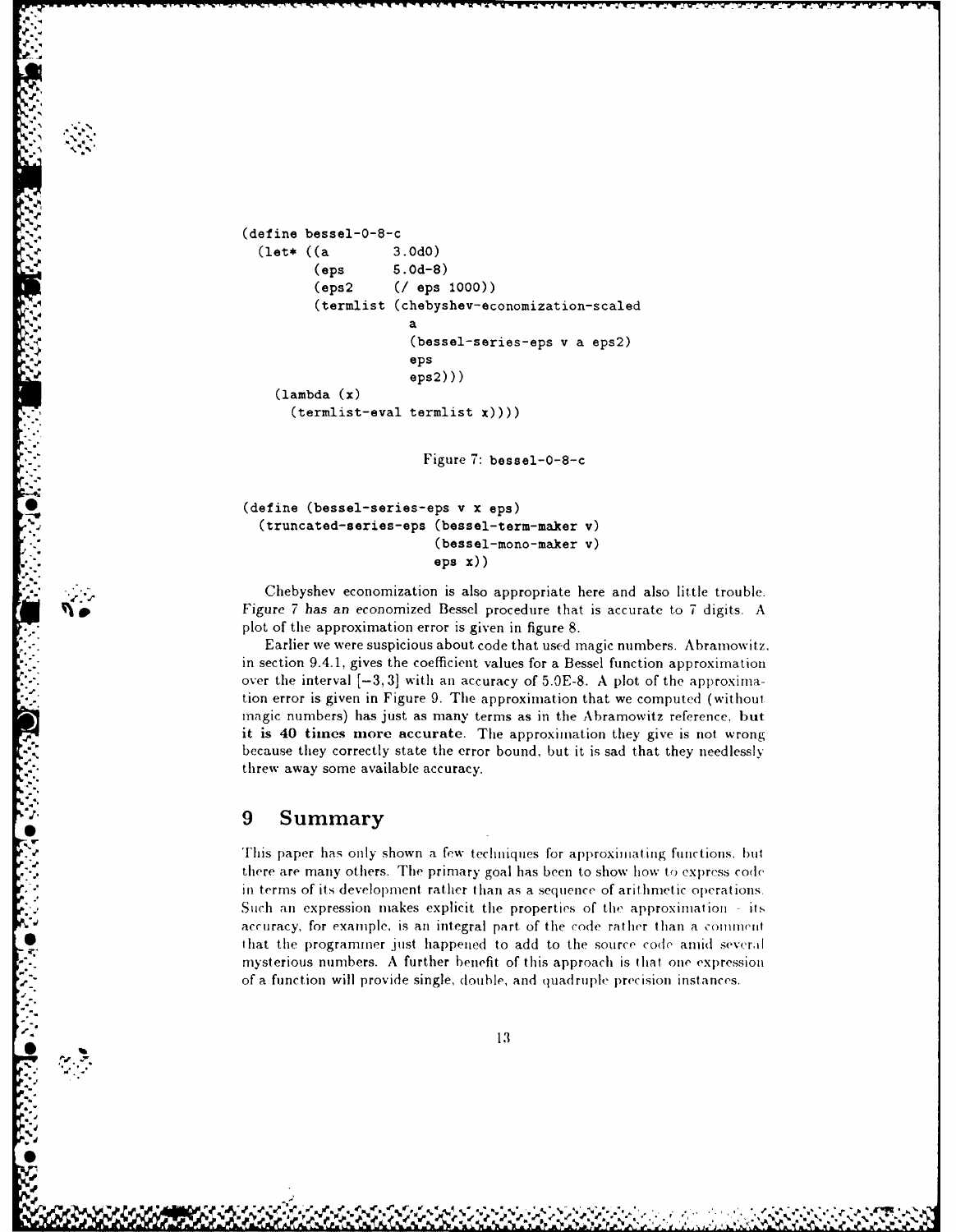```
(define bessel-0-8-c
  (let* ((a        3.0d0)
         (eps      5.0d-8)
         (eps2     (/ eps 1000))
         (termlist (chebyshev-economization-scaled
                     a
                     (bessel-series-eps v a eps2)
                     eps
                     eps2)))
    (lambda (x)
      (termlist-eval termlist x))))
```

Figure 7: bessel-0-8-c

```
(define (bessel-series-eps v x eps)
  (truncated-series-eps (bessel-term-maker v)
                        (bessel-mono-maker v)
                        eps x))
```

Chebyshev economization is also appropriate here and also little trouble. Figure 7 has an economized Bessel procedure that is accurate to 7 digits. A plot of the approximation error is given in figure 8.

Earlier we were suspicious about code that used magic numbers. Abramowitz, in section 9.4.1, gives the coefficient values for a Bessel function approximation over the interval $[-3, 3]$ with an accuracy of 5.0E-8. A plot of the approximation error is given in Figure 9. The approximation that we computed (without magic numbers) has just as many terms as in the Abramowitz reference, **but it is 40 times more accurate**. The approximation they give is not wrong because they correctly state the error bound, but it is sad that they needlessly threw away some available accuracy.

## 9 Summary

This paper has only shown a few techniques for approximating functions, but there are many others. The primary goal has been to show how to express code in terms of its development rather than as a sequence of arithmetic operations. Such an expression makes explicit the properties of the approximation - its accuracy, for example, is an integral part of the code rather than a comment that the programmer just happened to add to the source code amid several mysterious numbers. A further benefit of this approach is that one expression of a function will provide single, double, and quadruple precision instances.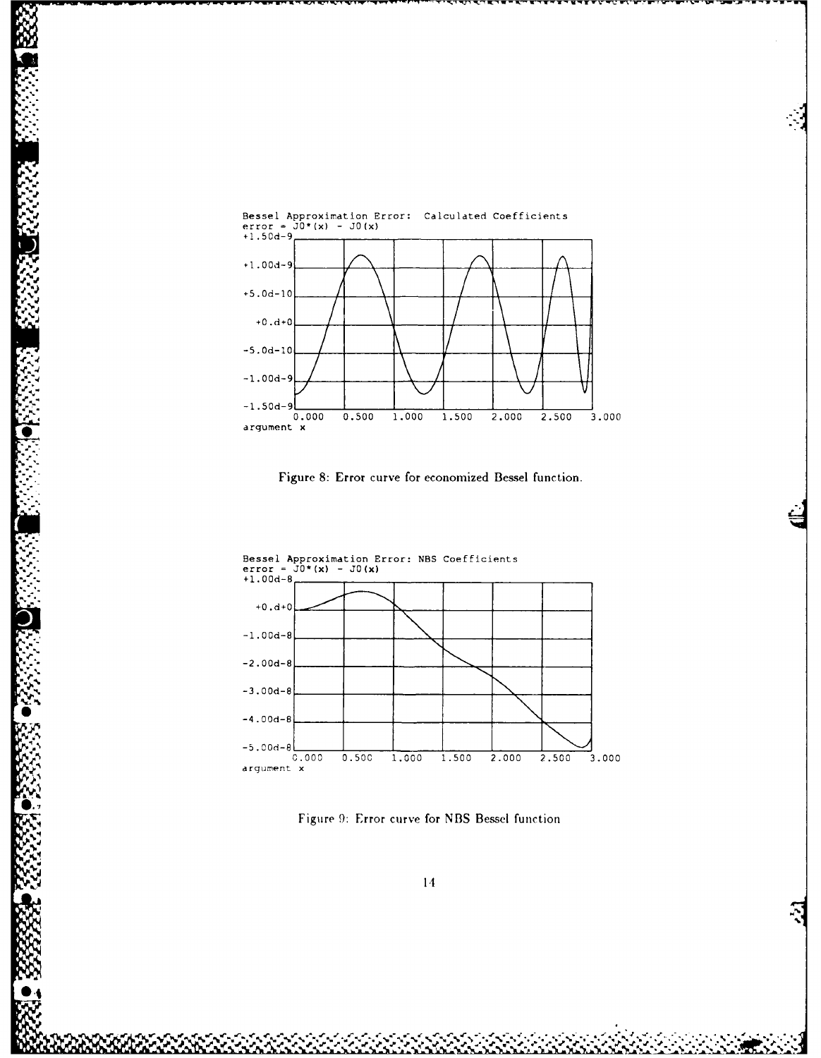Bessel Approximation Error: Calculated Coefficients
error = J0*(x) - J0(x)

Figure 8: Error curve for economized Bessel function.

Bessel Approximation Error: NBS Coefficients
error = J0*(x) - J0(x)

Figure 9: Error curve for NBS Bessel function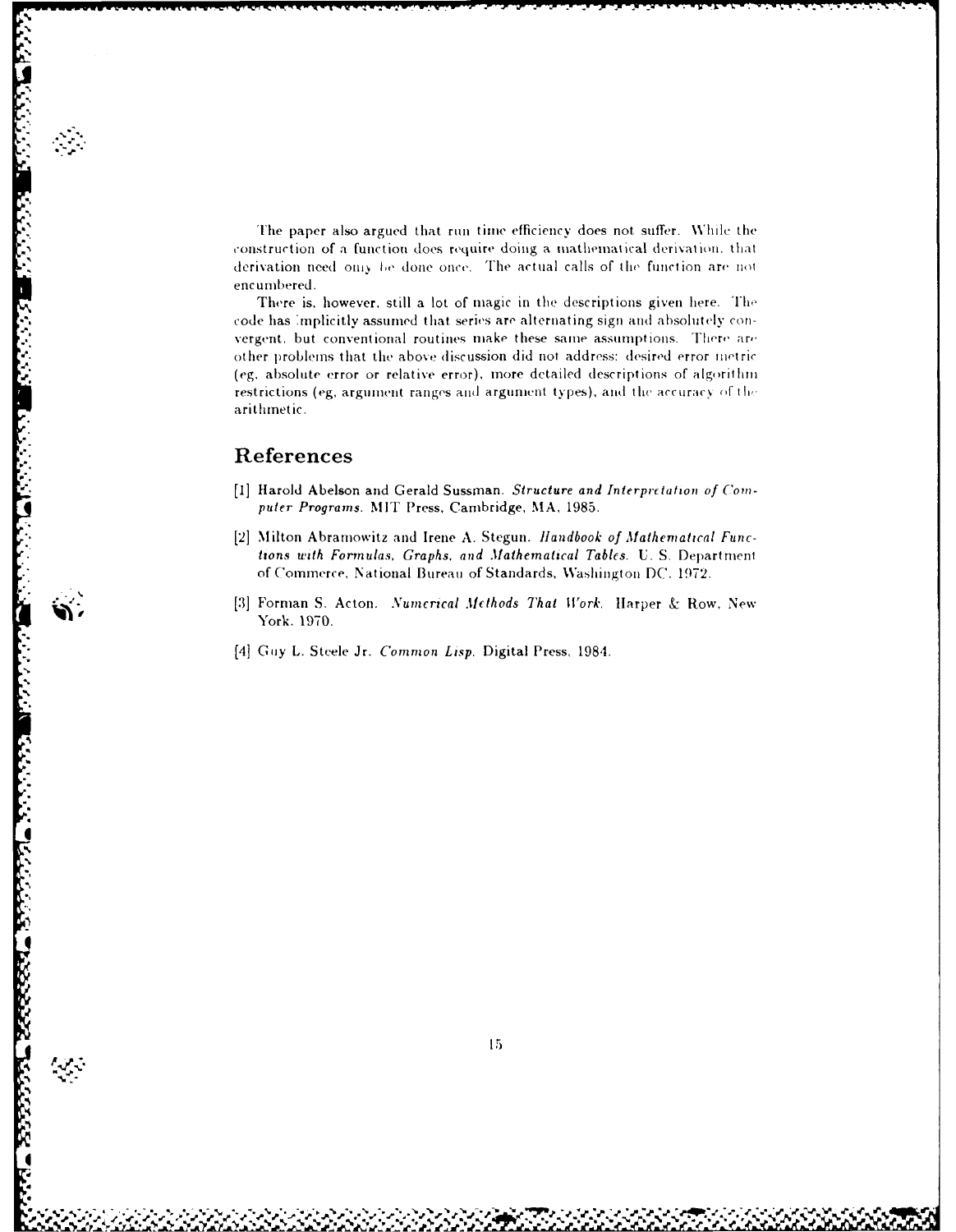The paper also argued that run time efficiency does not suffer. While the construction of a function does require doing a mathematical derivation, that derivation need only be done once. The actual calls of the function are not encumbered.

There is, however, still a lot of magic in the descriptions given here. The code has implicitly assumed that series are alternating sign and absolutely convergent, but conventional routines make these same assumptions. There are other problems that the above discussion did not address: desired error metric (eg, absolute error or relative error), more detailed descriptions of algorithm restrictions (eg, argument ranges and argument types), and the accuracy of the arithmetic.

## References

[1] Harold Abelson and Gerald Sussman. *Structure and Interpretation of Computer Programs.* MIT Press, Cambridge, MA, 1985.

[2] Milton Abramowitz and Irene A. Stegun. *Handbook of Mathematical Functions with Formulas, Graphs, and Mathematical Tables.* U. S. Department of Commerce, National Bureau of Standards, Washington DC. 1972.

[3] Forman S. Acton. *Numerical Methods That Work.* Harper & Row, New York. 1970.

[4] Guy L. Steele Jr. *Common Lisp.* Digital Press, 1984.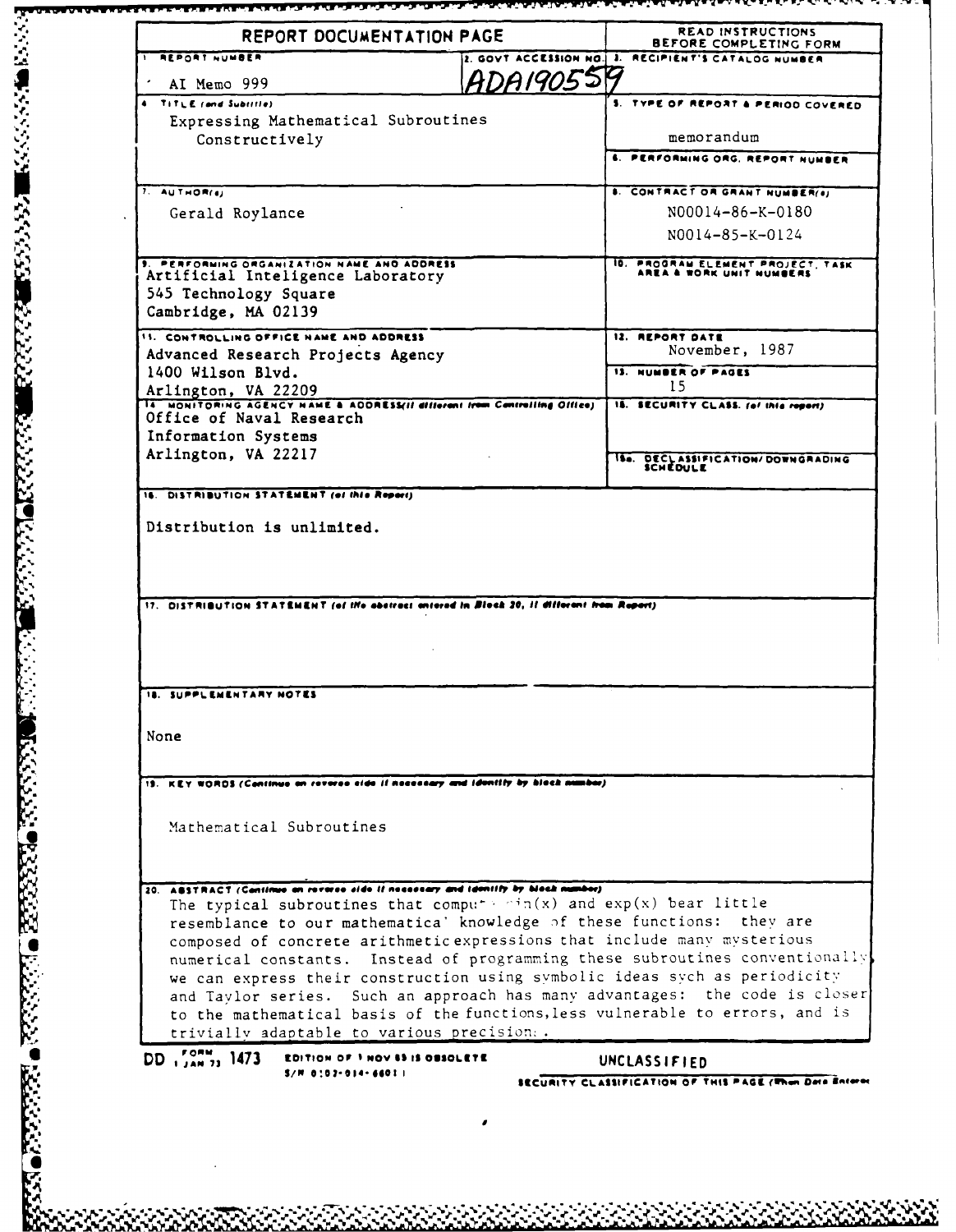# REPORT DOCUMENTATION PAGE

READ INSTRUCTIONS BEFORE COMPLETING FORM

| | |
|---|---|
| 1. REPORT NUMBER: AI Memo 999 | 2. GOVT ACCESSION NO.: ADA190559 |
| 3. RECIPIENT'S CATALOG NUMBER | |
| 4. TITLE (and Subtitle): Expressing Mathematical Subroutines Constructively | 5. TYPE OF REPORT & PERIOD COVERED: memorandum |
| | 6. PERFORMING ORG. REPORT NUMBER |
| 7. AUTHOR(s): Gerald Roylance | 8. CONTRACT OR GRANT NUMBER(s): N00014-86-K-0180, N0014-85-K-0124 |
| 9. PERFORMING ORGANIZATION NAME AND ADDRESS: Artificial Inteligence Laboratory, 545 Technology Square, Cambridge, MA 02139 | 10. PROGRAM ELEMENT PROJECT, TASK AREA & WORK UNIT NUMBERS |
| 11. CONTROLLING OFFICE NAME AND ADDRESS: Advanced Research Projects Agency, 1400 Wilson Blvd., Arlington, VA 22209 | 12. REPORT DATE: November, 1987 |
| | 13. NUMBER OF PAGES: 15 |
| 14. MONITORING AGENCY NAME & ADDRESS (if different from Controlling Office): Office of Naval Research, Information Systems, Arlington, VA 22217 | 15. SECURITY CLASS. (of this report) |
| | 15a. DECLASSIFICATION/DOWNGRADING SCHEDULE |

16. DISTRIBUTION STATEMENT (of this Report)

Distribution is unlimited.

17. DISTRIBUTION STATEMENT (of the abstract entered in Block 20, if different from Report)

18. SUPPLEMENTARY NOTES

None

19. KEY WORDS (Continue on reverse side if necessary and identify by block number)

Mathematical Subroutines

20. ABSTRACT (Continue on reverse side if necessary and identify by block number)

The typical subroutines that compute sin(x) and exp(x) bear little resemblance to our mathematical knowledge of these functions: they are composed of concrete arithmetic expressions that include many mysterious numerical constants. Instead of programming these subroutines conventionally we can express their construction using symbolic ideas sych as periodicity and Taylor series. Such an approach has many advantages: the code is closer to the mathematical basis of the functions, less vulnerable to errors, and is trivially adaptable to various precisions.

DD FORM 1473, 1 JAN 73 EDITION OF 1 NOV 65 IS OBSOLETE
S/N 0102-014-6601

UNCLASSIFIED

SECURITY CLASSIFICATION OF THIS PAGE (When Data Entered)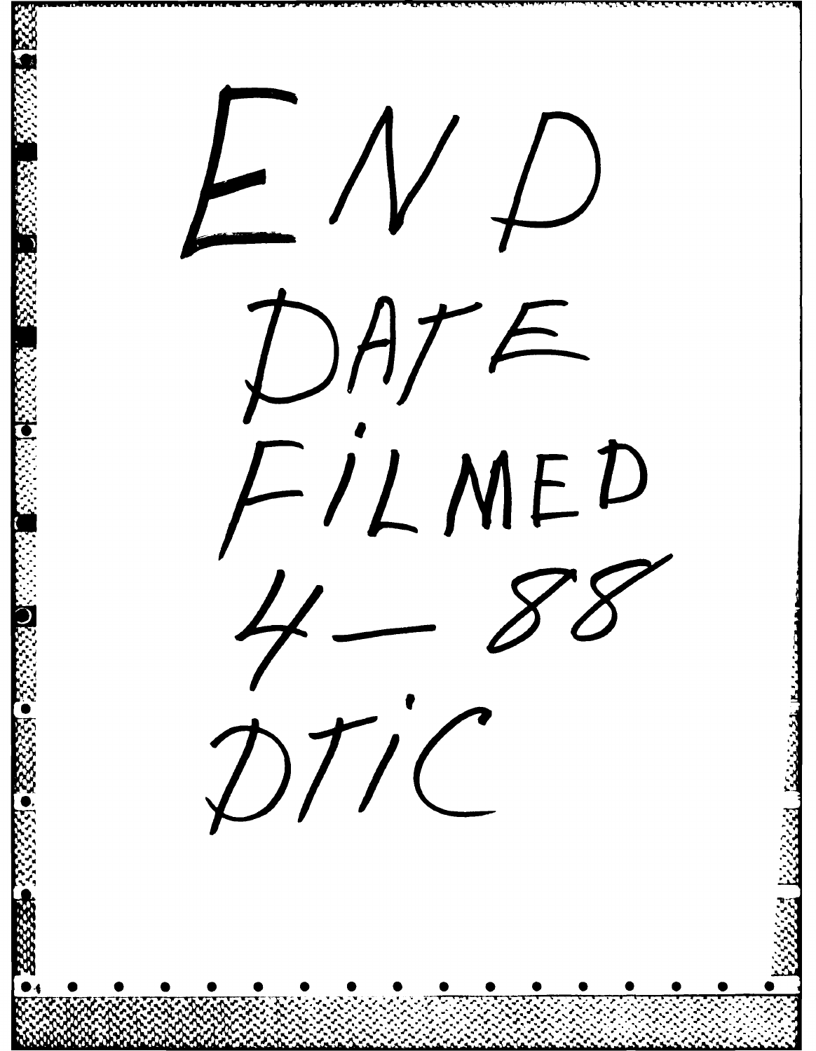END

DATE

FILMED

4—88

DTIC